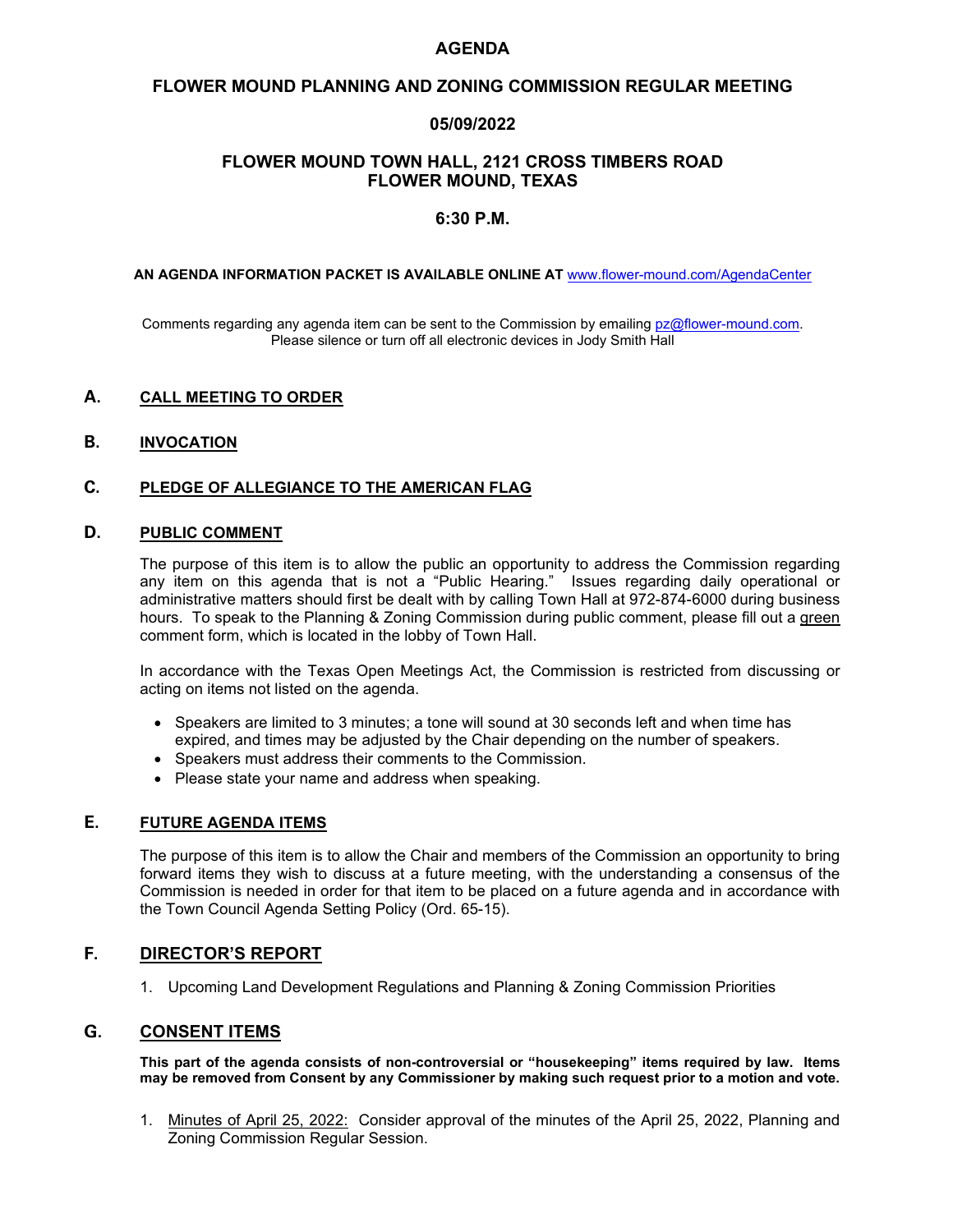# AGENDA

## FLOWER MOUND PLANNING AND ZONING COMMISSION REGULAR MEETING

## 05/09/2022

## FLOWER MOUND TOWN HALL, 2121 CROSS TIMBERS ROAD FLOWER MOUND, TEXAS

## 6:30 P.M.

**AN AGENDA INFORMATION PACKET IS AVAILABLE ONLINE AT** www.flower-mound.com/AgendaCenter

Comments regarding any agenda item can be sent to the Commission by emailing pz@flower-mound.com.
Please silence or turn off all electronic devices in Jody Smith Hall

### A. CALL MEETING TO ORDER

### B. INVOCATION

### C. PLEDGE OF ALLEGIANCE TO THE AMERICAN FLAG

### D. PUBLIC COMMENT

The purpose of this item is to allow the public an opportunity to address the Commission regarding any item on this agenda that is not a "Public Hearing." Issues regarding daily operational or administrative matters should first be dealt with by calling Town Hall at 972-874-6000 during business hours. To speak to the Planning & Zoning Commission during public comment, please fill out a green comment form, which is located in the lobby of Town Hall.

In accordance with the Texas Open Meetings Act, the Commission is restricted from discussing or acting on items not listed on the agenda.

- Speakers are limited to 3 minutes; a tone will sound at 30 seconds left and when time has expired, and times may be adjusted by the Chair depending on the number of speakers.
- Speakers must address their comments to the Commission.
- Please state your name and address when speaking.

### E. FUTURE AGENDA ITEMS

The purpose of this item is to allow the Chair and members of the Commission an opportunity to bring forward items they wish to discuss at a future meeting, with the understanding a consensus of the Commission is needed in order for that item to be placed on a future agenda and in accordance with the Town Council Agenda Setting Policy (Ord. 65-15).

### F. DIRECTOR'S REPORT

1. Upcoming Land Development Regulations and Planning & Zoning Commission Priorities

### G. CONSENT ITEMS

**This part of the agenda consists of non-controversial or "housekeeping" items required by law. Items may be removed from Consent by any Commissioner by making such request prior to a motion and vote.**

1. Minutes of April 25, 2022: Consider approval of the minutes of the April 25, 2022, Planning and Zoning Commission Regular Session.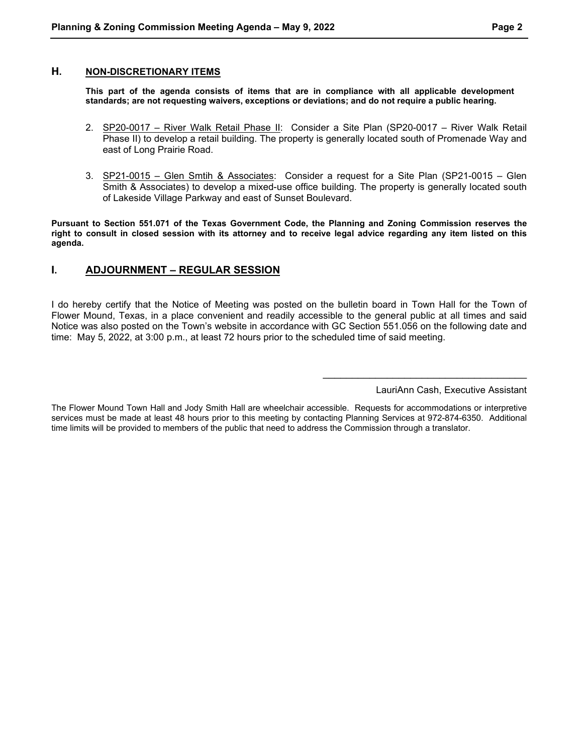## H. NON-DISCRETIONARY ITEMS

**This part of the agenda consists of items that are in compliance with all applicable development standards; are not requesting waivers, exceptions or deviations; and do not require a public hearing.**

2. SP20-0017 – River Walk Retail Phase II: Consider a Site Plan (SP20-0017 – River Walk Retail Phase II) to develop a retail building. The property is generally located south of Promenade Way and east of Long Prairie Road.

3. SP21-0015 – Glen Smtih & Associates: Consider a request for a Site Plan (SP21-0015 – Glen Smith & Associates) to develop a mixed-use office building. The property is generally located south of Lakeside Village Parkway and east of Sunset Boulevard.

**Pursuant to Section 551.071 of the Texas Government Code, the Planning and Zoning Commission reserves the right to consult in closed session with its attorney and to receive legal advice regarding any item listed on this agenda.**

## I. ADJOURNMENT – REGULAR SESSION

I do hereby certify that the Notice of Meeting was posted on the bulletin board in Town Hall for the Town of Flower Mound, Texas, in a place convenient and readily accessible to the general public at all times and said Notice was also posted on the Town's website in accordance with GC Section 551.056 on the following date and time: May 5, 2022, at 3:00 p.m., at least 72 hours prior to the scheduled time of said meeting.

\_\_\_\_\_\_\_\_\_\_\_\_\_\_\_\_\_\_\_\_\_\_\_\_\_\_\_\_\_\_\_\_\_\_\_\_\_\_

LauriAnn Cash, Executive Assistant

The Flower Mound Town Hall and Jody Smith Hall are wheelchair accessible. Requests for accommodations or interpretive services must be made at least 48 hours prior to this meeting by contacting Planning Services at 972-874-6350. Additional time limits will be provided to members of the public that need to address the Commission through a translator.